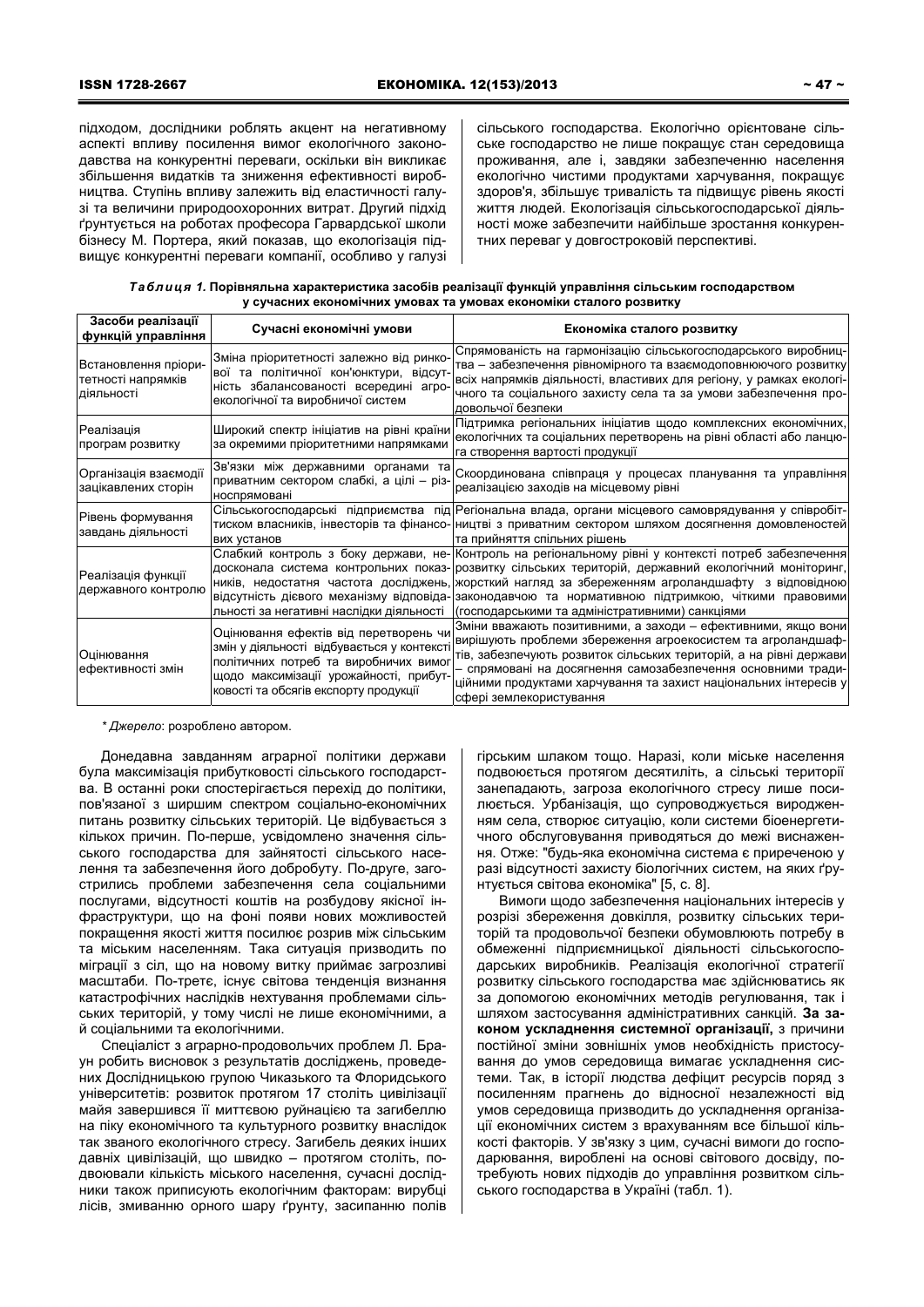підходом, дослідники роблять акцент на негативному аспекті впливу посилення вимог екологічного законодавства на конкурентні переваги, оскільки він викликає збільшення видатків та зниження ефективності виробництва. Ступінь впливу залежить від еластичності галузі та величини природоохоронних витрат. Другий підхід ґрунтується на роботах професора Гарвардської школи бізнесу М. Портера, який показав, що екологізація підвищує конкурентні переваги компанії, особливо у галузі сільського господарства. Екологічно орієнтоване сільське господарство не лише покращує стан середовища проживання, але і, завдяки забезпеченню населення екологічно чистими продуктами харчування, покращує здоров'я, збільшує тривалість та підвищує рівень якості життя людей. Екологізація сільськогосподарської діяльності може забезпечити найбільше зростання конкурентних переваг у довгостроковій перспективі.

***Таблиця 1.*** **Порівняльна характеристика засобів реалізації функцій управління сільським господарством у сучасних економічних умовах та умовах економіки сталого розвитку**

| Засоби реалізації функцій управління | Сучасні економічні умови | Економіка сталого розвитку |
|---|---|---|
| Встановлення пріоритетності напрямків діяльності | Зміна пріоритетності залежно від ринкової та політичної кон'юнктури, відсутність збалансованості всередині агроекологічної та виробничої систем | Спрямованість на гармонізацію сільськогосподарського виробництва – забезпечення рівномірного та взаємодоповнюючого розвитку всіх напрямків діяльності, властивих для регіону, у рамках екологічного та соціального захисту села та за умови забезпечення продовольчої безпеки |
| Реалізація програм розвитку | Широкий спектр ініціатив на рівні країни за окремими пріоритетними напрямками | Підтримка регіональних ініціатив щодо комплексних економічних, екологічних та соціальних перетворень на рівні області або ланцюга створення вартості продукції |
| Організація взаємодії зацікавлених сторін | Зв'язки між державними органами та приватним сектором слабкі, а цілі – різноспрямовані | Скоординована співпраця у процесах планування та управління реалізацією заходів на місцевому рівні |
| Рівень формування завдань діяльності | Сільськогосподарські підприємства під тиском власників, інвесторів та фінансових установ | Регіональна влада, органи місцевого самоврядування у співробітництві з приватним сектором шляхом досягнення домовленостей та прийняття спільних рішень |
| Реалізація функції державного контролю | Слабкий контроль з боку держави, недосконала система контрольних показників, недостатня частота досліджень, відсутність дієвого механізму відповідальності за негативні наслідки діяльності | Контроль на регіональному рівні у контексті потреб забезпечення розвитку сільських територій, державний екологічний моніторинг, жорсткий нагляд за збереженням агроландшафту з відповідною законодавчою та нормативною підтримкою, чіткими правовими (господарськими та адміністративними) санкціями |
| Оцінювання ефективності змін | Оцінювання ефектів від перетворень чи змін у діяльності відбувається у контексті політичних потреб та виробничих вимог щодо максимізації урожайності, прибутковості та обсягів експорту продукції | Зміни вважають позитивними, а заходи – ефективними, якщо вони вирішують проблеми збереження агроекосистем та агроландшафтів, забезпечують розвиток сільських територій, а на рівні держави – спрямовані на досягнення самозабезпечення основними традиційними продуктами харчування та захист національних інтересів у сфері землекористування |

*\* Джерело*: розроблено автором.

Донедавна завданням аграрної політики держави була максимізація прибутковості сільського господарства. В останні роки спостерігається перехід до політики, пов'язаної з ширшим спектром соціально-економічних питань розвитку сільських територій. Це відбувається з кількох причин. По-перше, усвідомлено значення сільського господарства для зайнятості сільського населення та забезпечення його добробуту. По-друге, загострились проблеми забезпечення села соціальними послугами, відсутності коштів на розбудову якісної інфраструктури, що на фоні появи нових можливостей покращення якості життя посилює розрив між сільським та міським населенням. Така ситуація призводить по міграції з сіл, що на новому витку приймає загрозливі масштаби. По-третє, існує світова тенденція визнання катастрофічних наслідків нехтування проблемами сільських територій, у тому числі не лише економічними, а й соціальними та екологічними.

Спеціаліст з аграрно-продовольчих проблем Л. Браун робить висновок з результатів досліджень, проведених Дослідницькою групою Чиказького та Флоридського університетів: розвиток протягом 17 століть цивілізації майя завершився її миттєвою руйнацією та загибеллю на піку економічного та культурного розвитку внаслідок так званого екологічного стресу. Загибель деяких інших давніх цивілізацій, що швидко – протягом століть, подвоювали кількість міського населення, сучасні дослідники також приписують екологічним факторам: вирубці лісів, змиванню орного шару ґрунту, засипанню полів гірським шлаком тощо. Наразі, коли міське населення подвоюється протягом десятиліть, а сільські території занепадають, загроза екологічного стресу лише посилюється. Урбанізація, що супроводжується виродженням села, створює ситуацію, коли системи біоенергетичного обслуговування приводяться до межі виснаження. Отже: "будь-яка економічна система є приреченою у разі відсутності захисту біологічних систем, на яких ґрунтується світова економіка" [5, с. 8].

Вимоги щодо забезпечення національних інтересів у розрізі збереження довкілля, розвитку сільських територій та продовольчої безпеки обумовлюють потребу в обмеженні підприємницької діяльності сільськогосподарських виробників. Реалізація екологічної стратегії розвитку сільського господарства має здійснюватись як за допомогою економічних методів регулювання, так і шляхом застосування адміністративних санкцій. **За законом ускладнення системної організації,** з причини постійної зміни зовнішніх умов необхідність пристосування до умов середовища вимагає ускладнення системи. Так, в історії людства дефіцит ресурсів поряд з посиленням прагнень до відносної незалежності від умов середовища призводить до ускладнення організації економічних систем з врахуванням все більшої кількості факторів. У зв'язку з цим, сучасні вимоги до господарювання, вироблені на основі світового досвіду, потребують нових підходів до управління розвитком сільського господарства в Україні (табл. 1).